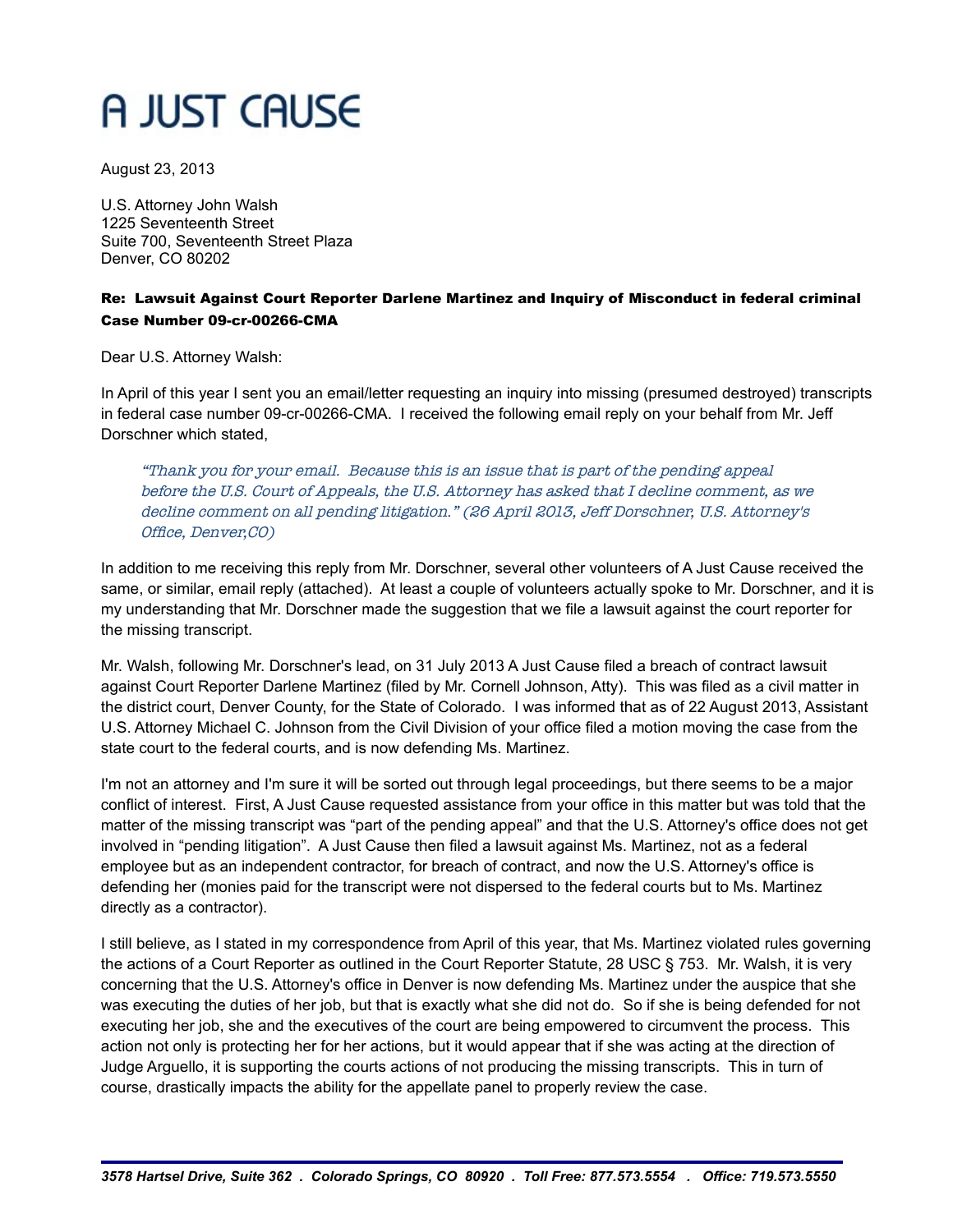# A JUST CAUSE

August 23, 2013

U.S. Attorney John Walsh
1225 Seventeenth Street
Suite 700, Seventeenth Street Plaza
Denver, CO 80202

**Re: Lawsuit Against Court Reporter Darlene Martinez and Inquiry of Misconduct in federal criminal Case Number 09-cr-00266-CMA**

Dear U.S. Attorney Walsh:

In April of this year I sent you an email/letter requesting an inquiry into missing (presumed destroyed) transcripts in federal case number 09-cr-00266-CMA. I received the following email reply on your behalf from Mr. Jeff Dorschner which stated,

> *"Thank you for your email. Because this is an issue that is part of the pending appeal before the U.S. Court of Appeals, the U.S. Attorney has asked that I decline comment, as we decline comment on all pending litigation." (26 April 2013, Jeff Dorschner, U.S. Attorney's Office, Denver,CO)*

In addition to me receiving this reply from Mr. Dorschner, several other volunteers of A Just Cause received the same, or similar, email reply (attached). At least a couple of volunteers actually spoke to Mr. Dorschner, and it is my understanding that Mr. Dorschner made the suggestion that we file a lawsuit against the court reporter for the missing transcript.

Mr. Walsh, following Mr. Dorschner's lead, on 31 July 2013 A Just Cause filed a breach of contract lawsuit against Court Reporter Darlene Martinez (filed by Mr. Cornell Johnson, Atty). This was filed as a civil matter in the district court, Denver County, for the State of Colorado. I was informed that as of 22 August 2013, Assistant U.S. Attorney Michael C. Johnson from the Civil Division of your office filed a motion moving the case from the state court to the federal courts, and is now defending Ms. Martinez.

I'm not an attorney and I'm sure it will be sorted out through legal proceedings, but there seems to be a major conflict of interest. First, A Just Cause requested assistance from your office in this matter but was told that the matter of the missing transcript was "part of the pending appeal" and that the U.S. Attorney's office does not get involved in "pending litigation". A Just Cause then filed a lawsuit against Ms. Martinez, not as a federal employee but as an independent contractor, for breach of contract, and now the U.S. Attorney's office is defending her (monies paid for the transcript were not dispersed to the federal courts but to Ms. Martinez directly as a contractor).

I still believe, as I stated in my correspondence from April of this year, that Ms. Martinez violated rules governing the actions of a Court Reporter as outlined in the Court Reporter Statute, 28 USC § 753. Mr. Walsh, it is very concerning that the U.S. Attorney's office in Denver is now defending Ms. Martinez under the auspice that she was executing the duties of her job, but that is exactly what she did not do. So if she is being defended for not executing her job, she and the executives of the court are being empowered to circumvent the process. This action not only is protecting her for her actions, but it would appear that if she was acting at the direction of Judge Arguello, it is supporting the courts actions of not producing the missing transcripts. This in turn of course, drastically impacts the ability for the appellate panel to properly review the case.

*3578 Hartsel Drive, Suite 362 . Colorado Springs, CO 80920 . Toll Free: 877.573.5554 . Office: 719.573.5550*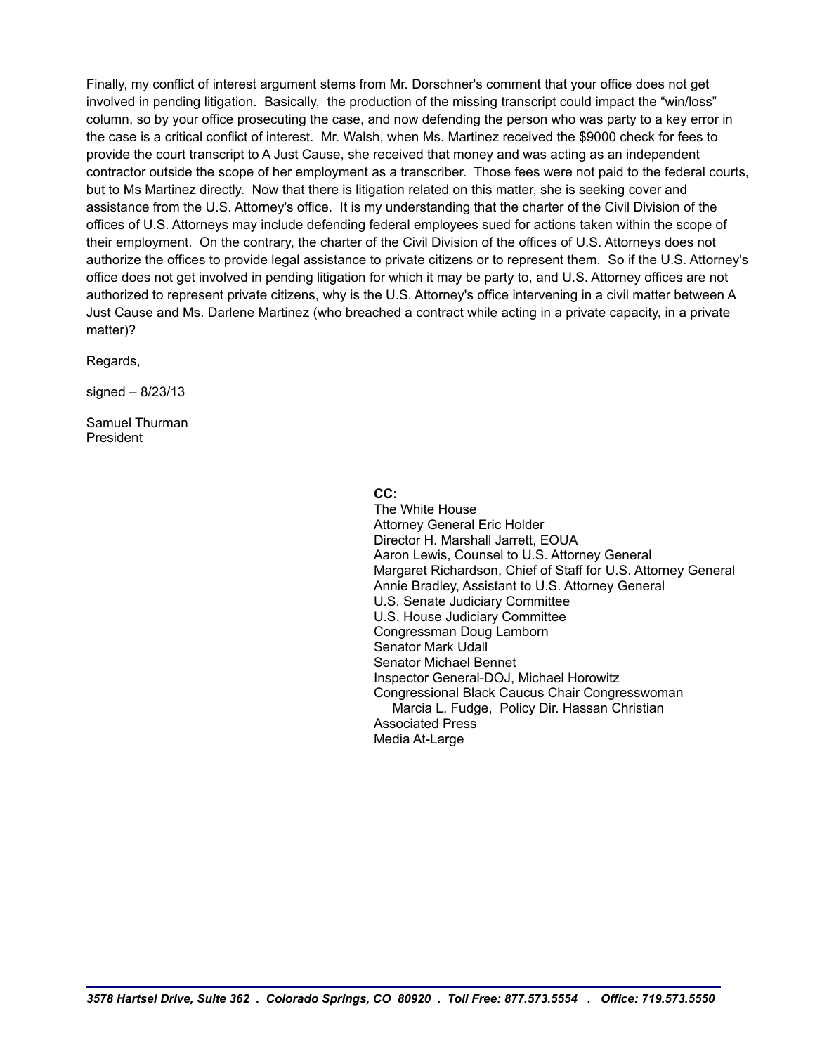Finally, my conflict of interest argument stems from Mr. Dorschner's comment that your office does not get involved in pending litigation. Basically, the production of the missing transcript could impact the "win/loss" column, so by your office prosecuting the case, and now defending the person who was party to a key error in the case is a critical conflict of interest. Mr. Walsh, when Ms. Martinez received the $9000 check for fees to provide the court transcript to A Just Cause, she received that money and was acting as an independent contractor outside the scope of her employment as a transcriber. Those fees were not paid to the federal courts, but to Ms Martinez directly. Now that there is litigation related on this matter, she is seeking cover and assistance from the U.S. Attorney's office. It is my understanding that the charter of the Civil Division of the offices of U.S. Attorneys may include defending federal employees sued for actions taken within the scope of their employment. On the contrary, the charter of the Civil Division of the offices of U.S. Attorneys does not authorize the offices to provide legal assistance to private citizens or to represent them. So if the U.S. Attorney's office does not get involved in pending litigation for which it may be party to, and U.S. Attorney offices are not authorized to represent private citizens, why is the U.S. Attorney's office intervening in a civil matter between A Just Cause and Ms. Darlene Martinez (who breached a contract while acting in a private capacity, in a private matter)?

Regards,

signed – 8/23/13

Samuel Thurman
President

**CC:**
The White House
Attorney General Eric Holder
Director H. Marshall Jarrett, EOUA
Aaron Lewis, Counsel to U.S. Attorney General
Margaret Richardson, Chief of Staff for U.S. Attorney General
Annie Bradley, Assistant to U.S. Attorney General
U.S. Senate Judiciary Committee
U.S. House Judiciary Committee
Congressman Doug Lamborn
Senator Mark Udall
Senator Michael Bennet
Inspector General-DOJ, Michael Horowitz
Congressional Black Caucus Chair Congresswoman Marcia L. Fudge, Policy Dir. Hassan Christian
Associated Press
Media At-Large

*3578 Hartsel Drive, Suite 362 . Colorado Springs, CO 80920 . Toll Free: 877.573.5554 . Office: 719.573.5550*